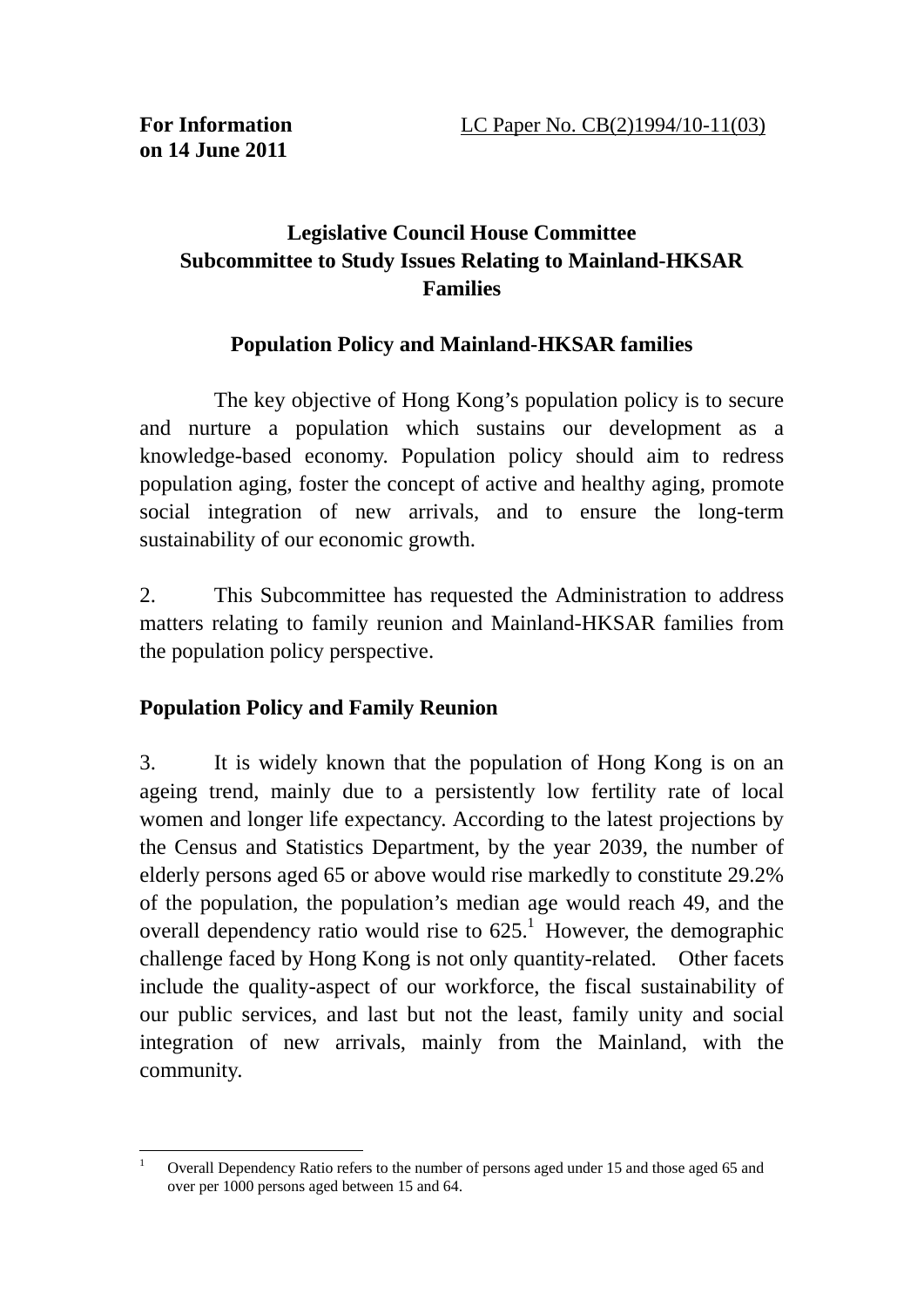**For Information on 14 June 2011**

LC Paper No. CB(2)1994/10-11(03)

# Legislative Council House Committee Subcommittee to Study Issues Relating to Mainland-HKSAR Families

## Population Policy and Mainland-HKSAR families

The key objective of Hong Kong's population policy is to secure and nurture a population which sustains our development as a knowledge-based economy. Population policy should aim to redress population aging, foster the concept of active and healthy aging, promote social integration of new arrivals, and to ensure the long-term sustainability of our economic growth.

2. This Subcommittee has requested the Administration to address matters relating to family reunion and Mainland-HKSAR families from the population policy perspective.

### Population Policy and Family Reunion

3. It is widely known that the population of Hong Kong is on an ageing trend, mainly due to a persistently low fertility rate of local women and longer life expectancy. According to the latest projections by the Census and Statistics Department, by the year 2039, the number of elderly persons aged 65 or above would rise markedly to constitute 29.2% of the population, the population's median age would reach 49, and the overall dependency ratio would rise to 625.[1] However, the demographic challenge faced by Hong Kong is not only quantity-related. Other facets include the quality-aspect of our workforce, the fiscal sustainability of our public services, and last but not the least, family unity and social integration of new arrivals, mainly from the Mainland, with the community.

---

[1] Overall Dependency Ratio refers to the number of persons aged under 15 and those aged 65 and over per 1000 persons aged between 15 and 64.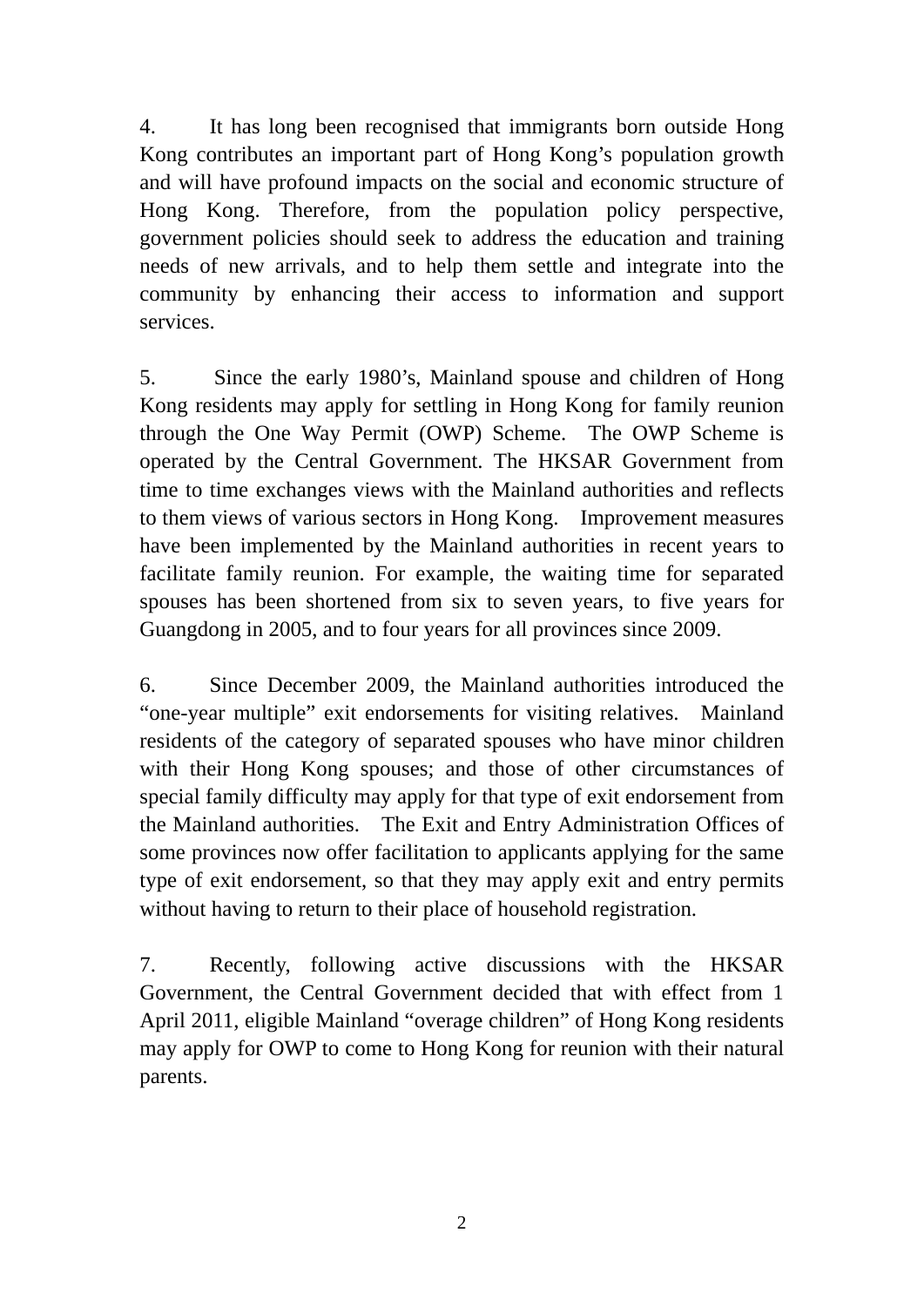4. It has long been recognised that immigrants born outside Hong Kong contributes an important part of Hong Kong's population growth and will have profound impacts on the social and economic structure of Hong Kong. Therefore, from the population policy perspective, government policies should seek to address the education and training needs of new arrivals, and to help them settle and integrate into the community by enhancing their access to information and support services.

5. Since the early 1980's, Mainland spouse and children of Hong Kong residents may apply for settling in Hong Kong for family reunion through the One Way Permit (OWP) Scheme. The OWP Scheme is operated by the Central Government. The HKSAR Government from time to time exchanges views with the Mainland authorities and reflects to them views of various sectors in Hong Kong. Improvement measures have been implemented by the Mainland authorities in recent years to facilitate family reunion. For example, the waiting time for separated spouses has been shortened from six to seven years, to five years for Guangdong in 2005, and to four years for all provinces since 2009.

6. Since December 2009, the Mainland authorities introduced the "one-year multiple" exit endorsements for visiting relatives. Mainland residents of the category of separated spouses who have minor children with their Hong Kong spouses; and those of other circumstances of special family difficulty may apply for that type of exit endorsement from the Mainland authorities. The Exit and Entry Administration Offices of some provinces now offer facilitation to applicants applying for the same type of exit endorsement, so that they may apply exit and entry permits without having to return to their place of household registration.

7. Recently, following active discussions with the HKSAR Government, the Central Government decided that with effect from 1 April 2011, eligible Mainland "overage children" of Hong Kong residents may apply for OWP to come to Hong Kong for reunion with their natural parents.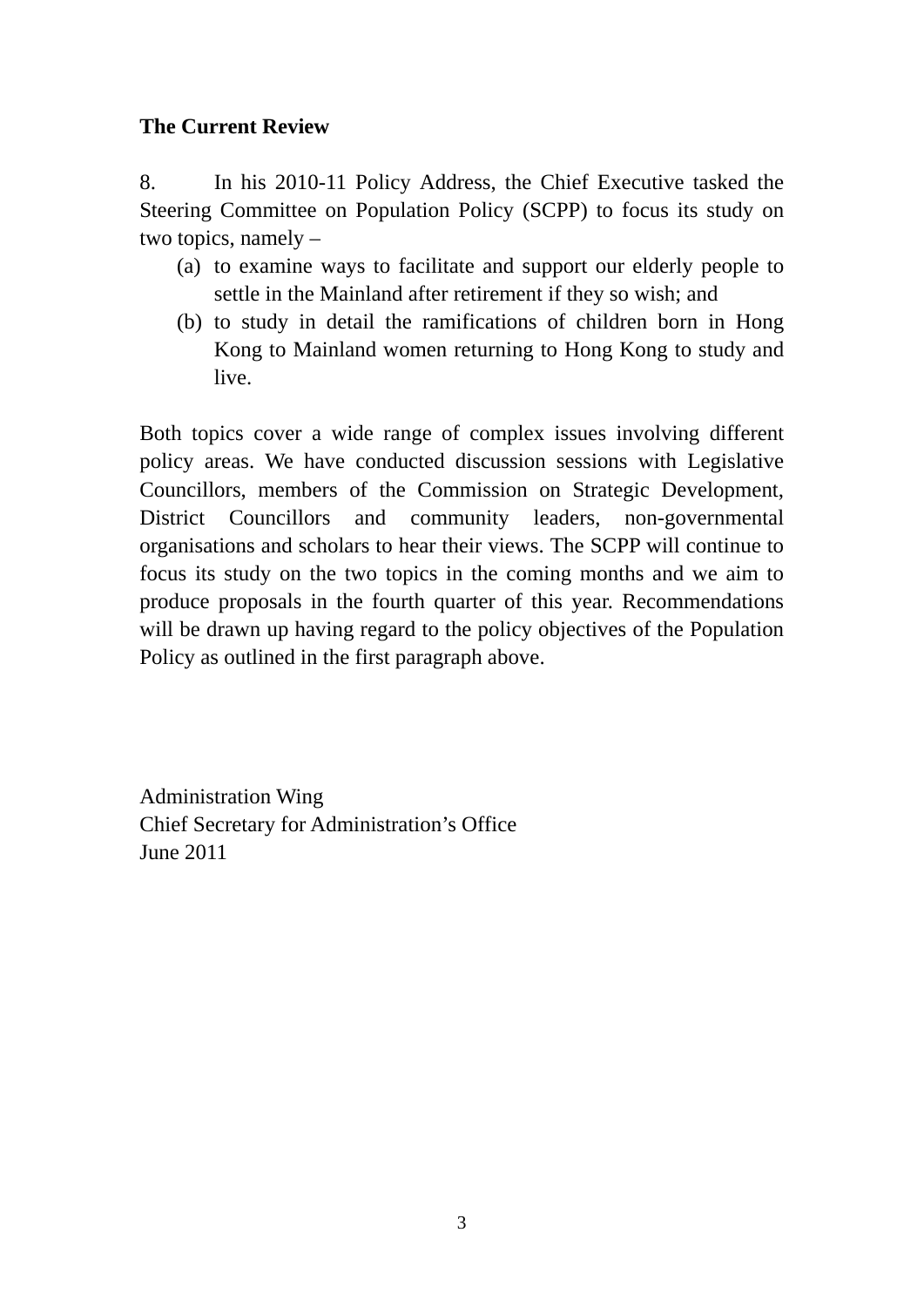**The Current Review**

8. In his 2010-11 Policy Address, the Chief Executive tasked the Steering Committee on Population Policy (SCPP) to focus its study on two topics, namely –

(a) to examine ways to facilitate and support our elderly people to settle in the Mainland after retirement if they so wish; and

(b) to study in detail the ramifications of children born in Hong Kong to Mainland women returning to Hong Kong to study and live.

Both topics cover a wide range of complex issues involving different policy areas. We have conducted discussion sessions with Legislative Councillors, members of the Commission on Strategic Development, District Councillors and community leaders, non-governmental organisations and scholars to hear their views. The SCPP will continue to focus its study on the two topics in the coming months and we aim to produce proposals in the fourth quarter of this year. Recommendations will be drawn up having regard to the policy objectives of the Population Policy as outlined in the first paragraph above.

Administration Wing
Chief Secretary for Administration's Office
June 2011